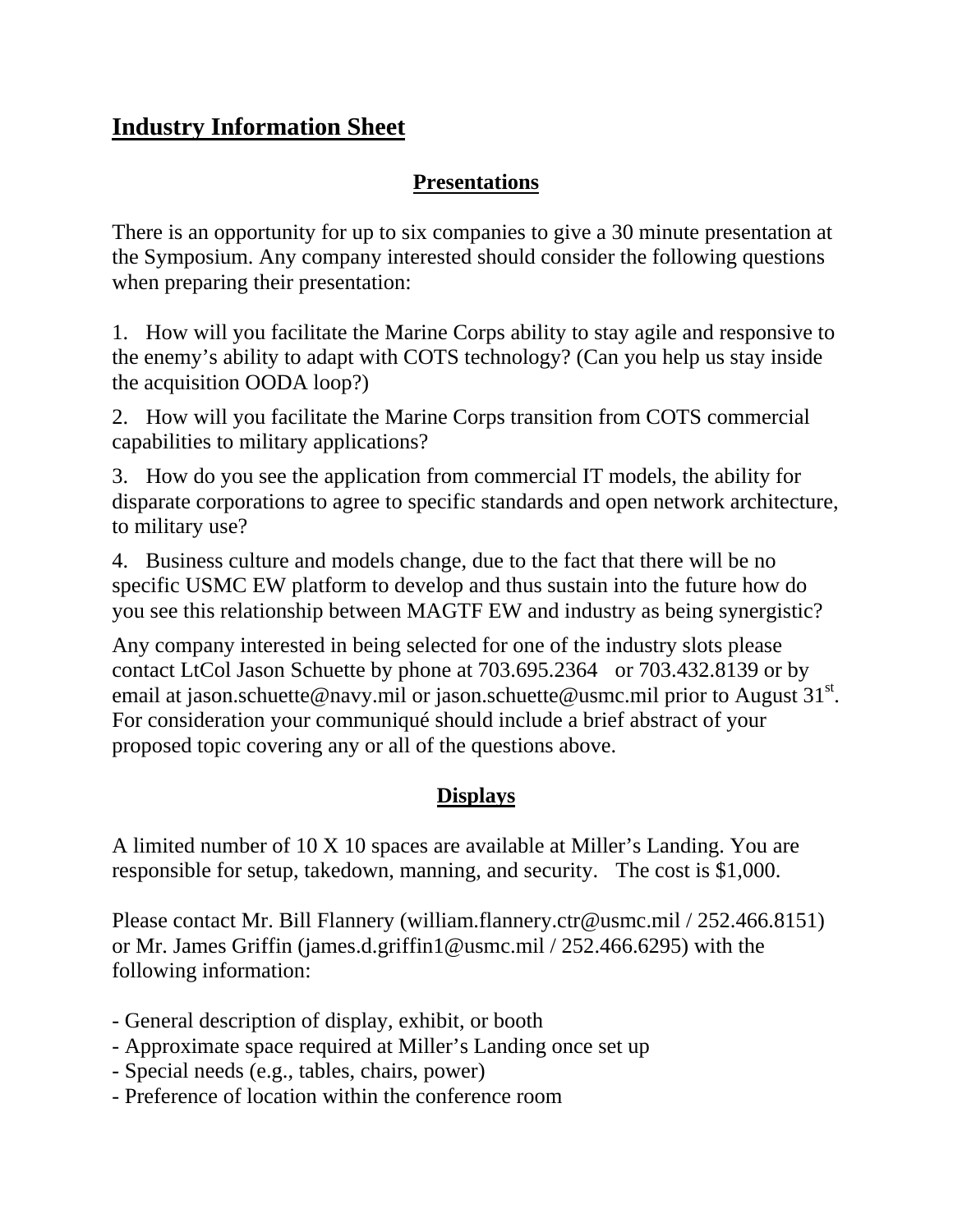# Industry Information Sheet

## Presentations

There is an opportunity for up to six companies to give a 30 minute presentation at the Symposium. Any company interested should consider the following questions when preparing their presentation:

1. How will you facilitate the Marine Corps ability to stay agile and responsive to the enemy's ability to adapt with COTS technology? (Can you help us stay inside the acquisition OODA loop?)
2. How will you facilitate the Marine Corps transition from COTS commercial capabilities to military applications?
3. How do you see the application from commercial IT models, the ability for disparate corporations to agree to specific standards and open network architecture, to military use?
4. Business culture and models change, due to the fact that there will be no specific USMC EW platform to develop and thus sustain into the future how do you see this relationship between MAGTF EW and industry as being synergistic?

Any company interested in being selected for one of the industry slots please contact LtCol Jason Schuette by phone at 703.695.2364 or 703.432.8139 or by email at jason.schuette@navy.mil or jason.schuette@usmc.mil prior to August 31st. For consideration your communiqué should include a brief abstract of your proposed topic covering any or all of the questions above.

## Displays

A limited number of 10 X 10 spaces are available at Miller's Landing. You are responsible for setup, takedown, manning, and security. The cost is $1,000.

Please contact Mr. Bill Flannery (william.flannery.ctr@usmc.mil / 252.466.8151) or Mr. James Griffin (james.d.griffin1@usmc.mil / 252.466.6295) with the following information:

- General description of display, exhibit, or booth
- Approximate space required at Miller's Landing once set up
- Special needs (e.g., tables, chairs, power)
- Preference of location within the conference room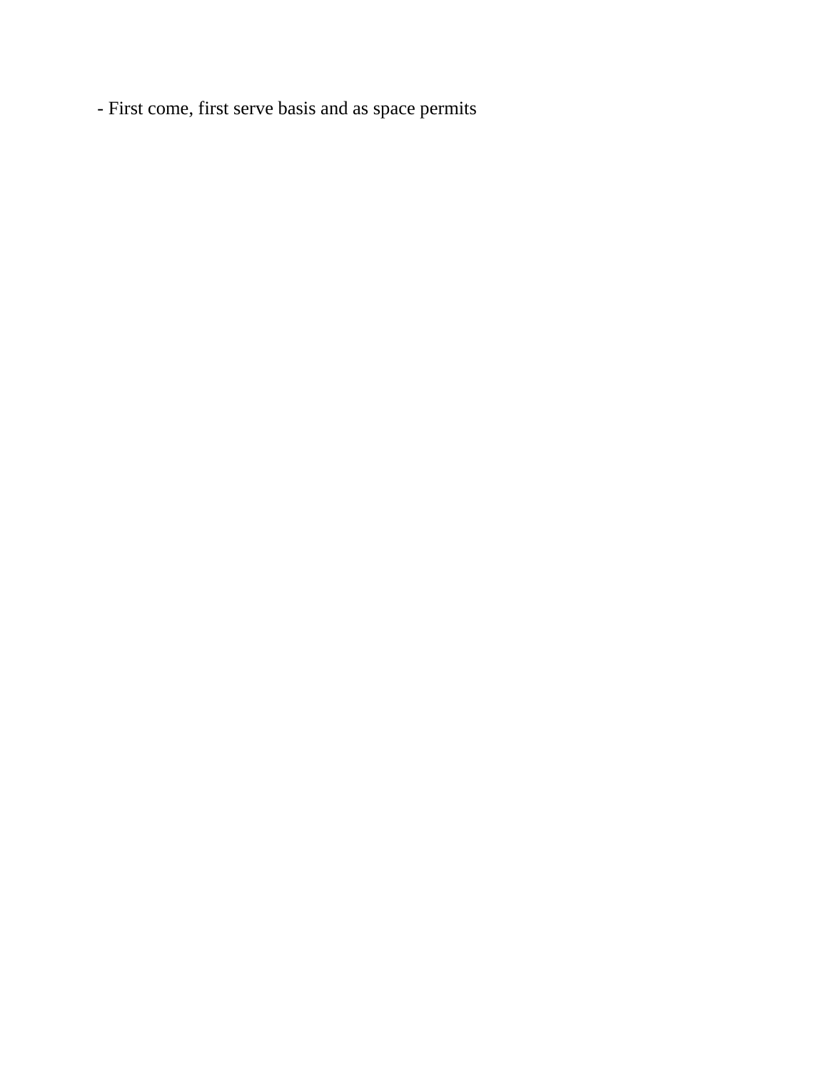- First come, first serve basis and as space permits